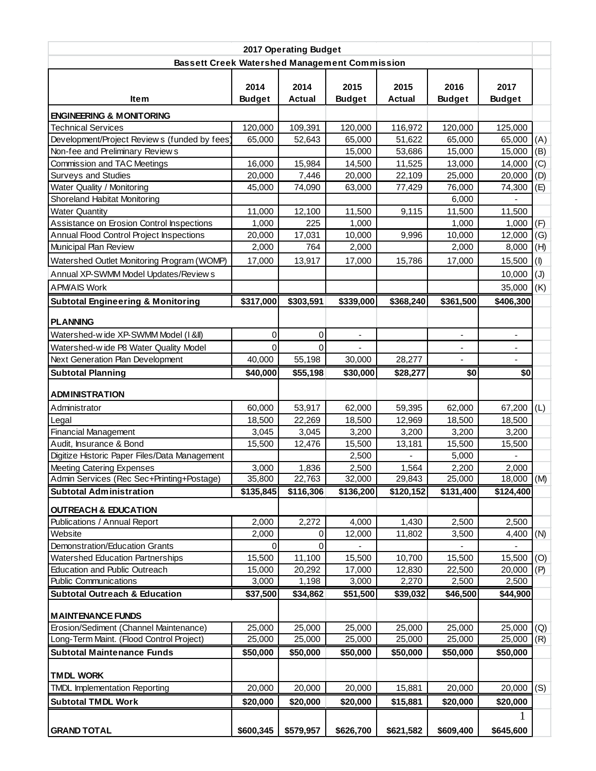| 2017 Operating Budget | | | | | | | |
|---|---|---|---|---|---|---|---|
| **Bassett Creek Watershed Management Commission** | | | | | | | |
| **Item** | **2014 Budget** | **2014 Actual** | **2015 Budget** | **2015 Actual** | **2016 Budget** | **2017 Budget** | |
| **ENGINEERING & MONITORING** | | | | | | | |
| Technical Services | 120,000 | 109,391 | 120,000 | 116,972 | 120,000 | 125,000 | |
| Development/Project Reviews (funded by fees) | 65,000 | 52,643 | 65,000 | 51,622 | 65,000 | 65,000 | (A) |
| Non-fee and Preliminary Reviews | | | 15,000 | 53,686 | 15,000 | 15,000 | (B) |
| Commission and TAC Meetings | 16,000 | 15,984 | 14,500 | 11,525 | 13,000 | 14,000 | (C) |
| Surveys and Studies | 20,000 | 7,446 | 20,000 | 22,109 | 25,000 | 20,000 | (D) |
| Water Quality / Monitoring | 45,000 | 74,090 | 63,000 | 77,429 | 76,000 | 74,300 | (E) |
| Shoreland Habitat Monitoring | | | | | 6,000 | - | |
| Water Quantity | 11,000 | 12,100 | 11,500 | 9,115 | 11,500 | 11,500 | |
| Assistance on Erosion Control Inspections | 1,000 | 225 | 1,000 | | 1,000 | 1,000 | (F) |
| Annual Flood Control Project Inspections | 20,000 | 17,031 | 10,000 | 9,996 | 10,000 | 12,000 | (G) |
| Municipal Plan Review | 2,000 | 764 | 2,000 | | 2,000 | 8,000 | (H) |
| Watershed Outlet Monitoring Program (WOMP) | 17,000 | 13,917 | 17,000 | 15,786 | 17,000 | 15,500 | (I) |
| Annual XP-SWMM Model Updates/Reviews | | | | | | 10,000 | (J) |
| APM/AIS Work | | | | | | 35,000 | (K) |
| **Subtotal Engineering & Monitoring** | **$317,000** | **$303,591** | **$339,000** | **$368,240** | **$361,500** | **$406,300** | |
| **PLANNING** | | | | | | | |
| Watershed-wide XP-SWMM Model (I &II) | 0 | 0 | - | | - | - | |
| Watershed-wide P8 Water Quality Model | 0 | 0 | - | | - | - | |
| Next Generation Plan Development | 40,000 | 55,198 | 30,000 | 28,277 | - | - | |
| **Subtotal Planning** | **$40,000** | **$55,198** | **$30,000** | **$28,277** | **$0** | **$0** | |
| **ADMINISTRATION** | | | | | | | |
| Administrator | 60,000 | 53,917 | 62,000 | 59,395 | 62,000 | 67,200 | (L) |
| Legal | 18,500 | 22,269 | 18,500 | 12,969 | 18,500 | 18,500 | |
| Financial Management | 3,045 | 3,045 | 3,200 | 3,200 | 3,200 | 3,200 | |
| Audit, Insurance & Bond | 15,500 | 12,476 | 15,500 | 13,181 | 15,500 | 15,500 | |
| Digitize Historic Paper Files/Data Management | | | 2,500 | - | 5,000 | - | |
| Meeting Catering Expenses | 3,000 | 1,836 | 2,500 | 1,564 | 2,200 | 2,000 | |
| Admin Services (Rec Sec+Printing+Postage) | 35,800 | 22,763 | 32,000 | 29,843 | 25,000 | 18,000 | (M) |
| **Subtotal Administration** | **$135,845** | **$116,306** | **$136,200** | **$120,152** | **$131,400** | **$124,400** | |
| **OUTREACH & EDUCATION** | | | | | | | |
| Publications / Annual Report | 2,000 | 2,272 | 4,000 | 1,430 | 2,500 | 2,500 | |
| Website | 2,000 | 0 | 12,000 | 11,802 | 3,500 | 4,400 | (N) |
| Demonstration/Education Grants | 0 | 0 | - | | - | - | |
| Watershed Education Partnerships | 15,500 | 11,100 | 15,500 | 10,700 | 15,500 | 15,500 | (O) |
| Education and Public Outreach | 15,000 | 20,292 | 17,000 | 12,830 | 22,500 | 20,000 | (P) |
| Public Communications | 3,000 | 1,198 | 3,000 | 2,270 | 2,500 | 2,500 | |
| **Subtotal Outreach & Education** | **$37,500** | **$34,862** | **$51,500** | **$39,032** | **$46,500** | **$44,900** | |
| **MAINTENANCE FUNDS** | | | | | | | |
| Erosion/Sediment (Channel Maintenance) | 25,000 | 25,000 | 25,000 | 25,000 | 25,000 | 25,000 | (Q) |
| Long-Term Maint. (Flood Control Project) | 25,000 | 25,000 | 25,000 | 25,000 | 25,000 | 25,000 | (R) |
| **Subtotal Maintenance Funds** | **$50,000** | **$50,000** | **$50,000** | **$50,000** | **$50,000** | **$50,000** | |
| **TMDL WORK** | | | | | | | |
| TMDL Implementation Reporting | 20,000 | 20,000 | 20,000 | 15,881 | 20,000 | 20,000 | (S) |
| **Subtotal TMDL Work** | **$20,000** | **$20,000** | **$20,000** | **$15,881** | **$20,000** | **$20,000** | |
| **GRAND TOTAL** | **$600,345** | **$579,957** | **$626,700** | **$621,582** | **$609,400** | **$645,600** | |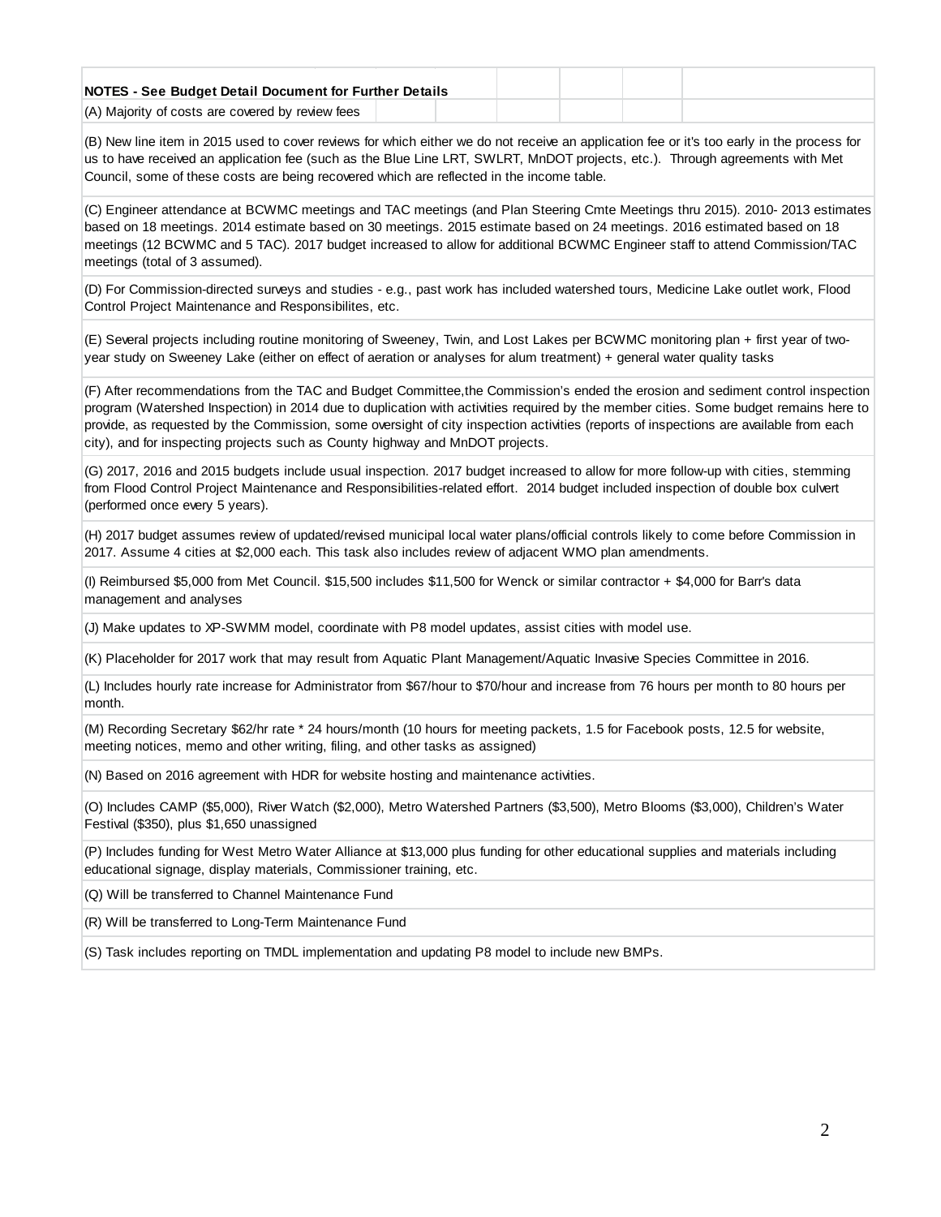**NOTES - See Budget Detail Document for Further Details**

(A) Majority of costs are covered by review fees

(B) New line item in 2015 used to cover reviews for which either we do not receive an application fee or it's too early in the process for us to have received an application fee (such as the Blue Line LRT, SWLRT, MnDOT projects, etc.). Through agreements with Met Council, some of these costs are being recovered which are reflected in the income table.

(C) Engineer attendance at BCWMC meetings and TAC meetings (and Plan Steering Cmte Meetings thru 2015). 2010- 2013 estimates based on 18 meetings. 2014 estimate based on 30 meetings. 2015 estimate based on 24 meetings. 2016 estimated based on 18 meetings (12 BCWMC and 5 TAC). 2017 budget increased to allow for additional BCWMC Engineer staff to attend Commission/TAC meetings (total of 3 assumed).

(D) For Commission-directed surveys and studies - e.g., past work has included watershed tours, Medicine Lake outlet work, Flood Control Project Maintenance and Responsibilites, etc.

(E) Several projects including routine monitoring of Sweeney, Twin, and Lost Lakes per BCWMC monitoring plan + first year of two-year study on Sweeney Lake (either on effect of aeration or analyses for alum treatment) + general water quality tasks

(F) After recommendations from the TAC and Budget Committee,the Commission's ended the erosion and sediment control inspection program (Watershed Inspection) in 2014 due to duplication with activities required by the member cities. Some budget remains here to provide, as requested by the Commission, some oversight of city inspection activities (reports of inspections are available from each city), and for inspecting projects such as County highway and MnDOT projects.

(G) 2017, 2016 and 2015 budgets include usual inspection. 2017 budget increased to allow for more follow-up with cities, stemming from Flood Control Project Maintenance and Responsibilities-related effort. 2014 budget included inspection of double box culvert (performed once every 5 years).

(H) 2017 budget assumes review of updated/revised municipal local water plans/official controls likely to come before Commission in 2017. Assume 4 cities at $2,000 each. This task also includes review of adjacent WMO plan amendments.

(I) Reimbursed $5,000 from Met Council. $15,500 includes $11,500 for Wenck or similar contractor + $4,000 for Barr's data management and analyses

(J) Make updates to XP-SWMM model, coordinate with P8 model updates, assist cities with model use.

(K) Placeholder for 2017 work that may result from Aquatic Plant Management/Aquatic Invasive Species Committee in 2016.

(L) Includes hourly rate increase for Administrator from $67/hour to $70/hour and increase from 76 hours per month to 80 hours per month.

(M) Recording Secretary $62/hr rate * 24 hours/month (10 hours for meeting packets, 1.5 for Facebook posts, 12.5 for website, meeting notices, memo and other writing, filing, and other tasks as assigned)

(N) Based on 2016 agreement with HDR for website hosting and maintenance activities.

(O) Includes CAMP ($5,000), River Watch ($2,000), Metro Watershed Partners ($3,500), Metro Blooms ($3,000), Children's Water Festival ($350), plus $1,650 unassigned

(P) Includes funding for West Metro Water Alliance at $13,000 plus funding for other educational supplies and materials including educational signage, display materials, Commissioner training, etc.

(Q) Will be transferred to Channel Maintenance Fund

(R) Will be transferred to Long-Term Maintenance Fund

(S) Task includes reporting on TMDL implementation and updating P8 model to include new BMPs.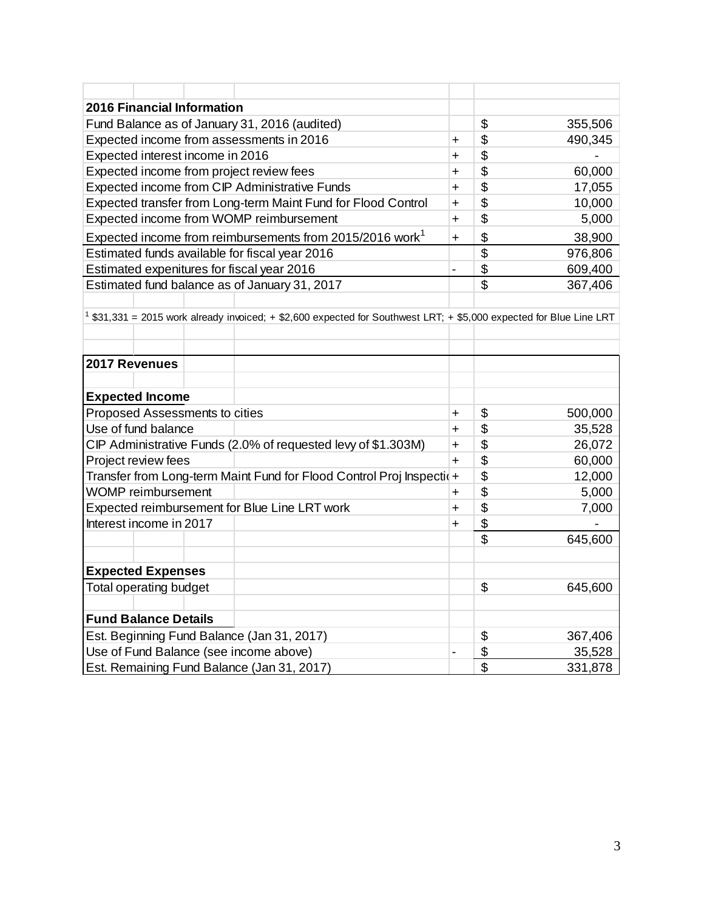| 2016 Financial Information | | | |
|---|---|---|---|
| Fund Balance as of January 31, 2016 (audited) | | $ | 355,506 |
| Expected income from assessments in 2016 | + | $ | 490,345 |
| Expected interest income in 2016 | + | $ | - |
| Expected income from project review fees | + | $ | 60,000 |
| Expected income from CIP Administrative Funds | + | $ | 17,055 |
| Expected transfer from Long-term Maint Fund for Flood Control | + | $ | 10,000 |
| Expected income from WOMP reimbursement | + | $ | 5,000 |
| Expected income from reimbursements from 2015/2016 work[1] | + | $ | 38,900 |
| Estimated funds available for fiscal year 2016 | | $ | 976,806 |
| Estimated expenitures for fiscal year 2016 | - | $ | 609,400 |
| Estimated fund balance as of January 31, 2017 | | $ | 367,406 |

[1] $31,331 = 2015 work already invoiced; + $2,600 expected for Southwest LRT; + $5,000 expected for Blue Line LRT

| 2017 Revenues | | | |
|---|---|---|---|
| **Expected Income** | | | |
| Proposed Assessments to cities | + | $ | 500,000 |
| Use of fund balance | + | $ | 35,528 |
| CIP Administrative Funds (2.0% of requested levy of $1.303M) | + | $ | 26,072 |
| Project review fees | + | $ | 60,000 |
| Transfer from Long-term Maint Fund for Flood Control Proj Inspecti | + | $ | 12,000 |
| WOMP reimbursement | + | $ | 5,000 |
| Expected reimbursement for Blue Line LRT work | + | $ | 7,000 |
| Interest income in 2017 | + | $ | - |
| | | $ | 645,600 |
| **Expected Expenses** | | | |
| Total operating budget | | $ | 645,600 |
| **Fund Balance Details** | | | |
| Est. Beginning Fund Balance (Jan 31, 2017) | | $ | 367,406 |
| Use of Fund Balance (see income above) | - | $ | 35,528 |
| Est. Remaining Fund Balance (Jan 31, 2017) | | $ | 331,878 |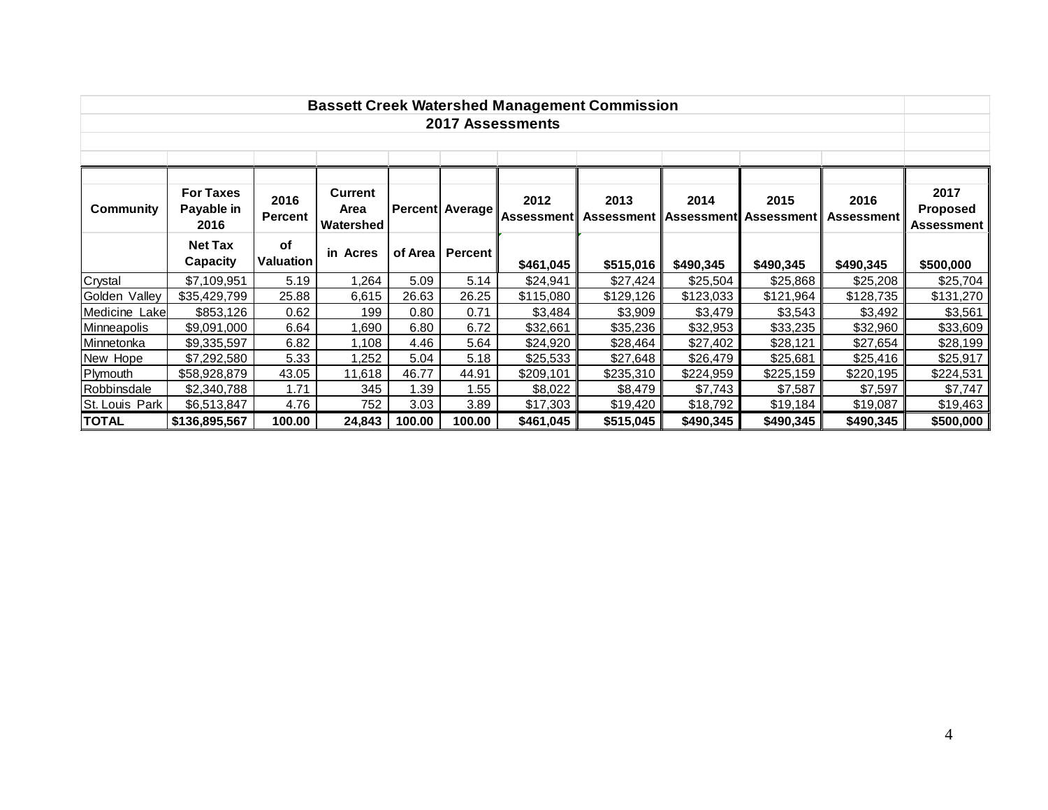## Bassett Creek Watershed Management Commission

### 2017 Assessments

| Community | For Taxes Payable in 2016 Net Tax Capacity | 2016 Percent of Valuation | Current Area Watershed in Acres | Percent of Area | Average Percent | 2012 Assessment $461,045 | 2013 Assessment $515,016 | 2014 Assessment $490,345 | 2015 Assessment $490,345 | 2016 Assessment $490,345 | 2017 Proposed Assessment $500,000 |
|---|---|---|---|---|---|---|---|---|---|---|---|
| Crystal | $7,109,951 | 5.19 | 1,264 | 5.09 | 5.14 | $24,941 | $27,424 | $25,504 | $25,868 | $25,208 | $25,704 |
| Golden Valley | $35,429,799 | 25.88 | 6,615 | 26.63 | 26.25 | $115,080 | $129,126 | $123,033 | $121,964 | $128,735 | $131,270 |
| Medicine Lake | $853,126 | 0.62 | 199 | 0.80 | 0.71 | $3,484 | $3,909 | $3,479 | $3,543 | $3,492 | $3,561 |
| Minneapolis | $9,091,000 | 6.64 | 1,690 | 6.80 | 6.72 | $32,661 | $35,236 | $32,953 | $33,235 | $32,960 | $33,609 |
| Minnetonka | $9,335,597 | 6.82 | 1,108 | 4.46 | 5.64 | $24,920 | $28,464 | $27,402 | $28,121 | $27,654 | $28,199 |
| New Hope | $7,292,580 | 5.33 | 1,252 | 5.04 | 5.18 | $25,533 | $27,648 | $26,479 | $25,681 | $25,416 | $25,917 |
| Plymouth | $58,928,879 | 43.05 | 11,618 | 46.77 | 44.91 | $209,101 | $235,310 | $224,959 | $225,159 | $220,195 | $224,531 |
| Robbinsdale | $2,340,788 | 1.71 | 345 | 1.39 | 1.55 | $8,022 | $8,479 | $7,743 | $7,587 | $7,597 | $7,747 |
| St. Louis Park | $6,513,847 | 4.76 | 752 | 3.03 | 3.89 | $17,303 | $19,420 | $18,792 | $19,184 | $19,087 | $19,463 |
| **TOTAL** | **$136,895,567** | **100.00** | **24,843** | **100.00** | **100.00** | **$461,045** | **$515,045** | **$490,345** | **$490,345** | **$490,345** | **$500,000** |